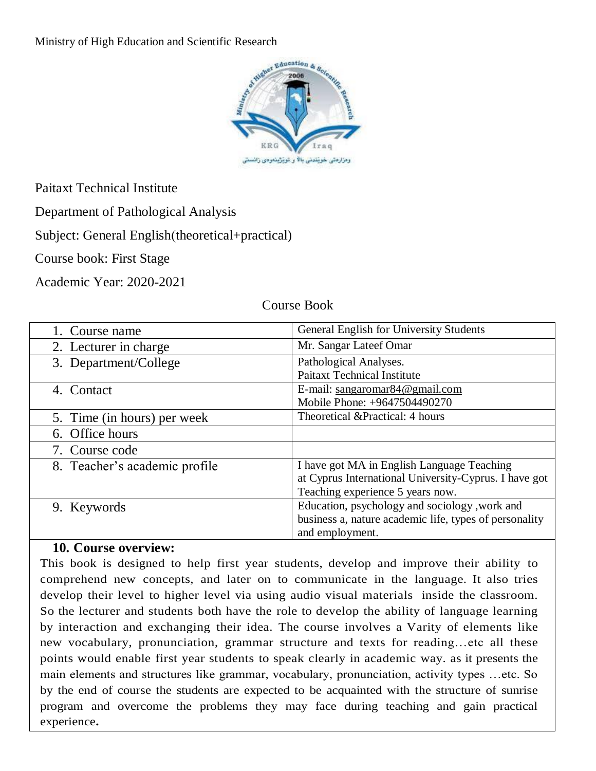Ministry of High Education and Scientific Research

Paitaxt Technical Institute

Department of Pathological Analysis

Subject: General English(theoretical+practical)

Course book: First Stage

Academic Year: 2020-2021

Course Book

| | |
|---|---|
| 1. Course name | General English for University Students |
| 2. Lecturer in charge | Mr. Sangar Lateef Omar |
| 3. Department/College | Pathological Analyses.<br>Paitaxt Technical Institute |
| 4. Contact | E-mail: sangaromar84@gmail.com<br>Mobile Phone: +9647504490270 |
| 5. Time (in hours) per week | Theoretical &Practical: 4 hours |
| 6. Office hours | |
| 7. Course code | |
| 8. Teacher's academic profile | I have got MA in English Language Teaching at Cyprus International University-Cyprus. I have got Teaching experience 5 years now. |
| 9. Keywords | Education, psychology and sociology ,work and business a, nature academic life, types of personality and employment. |

**10. Course overview:**

This book is designed to help first year students, develop and improve their ability to comprehend new concepts, and later on to communicate in the language. It also tries develop their level to higher level via using audio visual materials inside the classroom. So the lecturer and students both have the role to develop the ability of language learning by interaction and exchanging their idea. The course involves a Varity of elements like new vocabulary, pronunciation, grammar structure and texts for reading…etc all these points would enable first year students to speak clearly in academic way. as it presents the main elements and structures like grammar, vocabulary, pronunciation, activity types …etc. So by the end of course the students are expected to be acquainted with the structure of sunrise program and overcome the problems they may face during teaching and gain practical experience**.**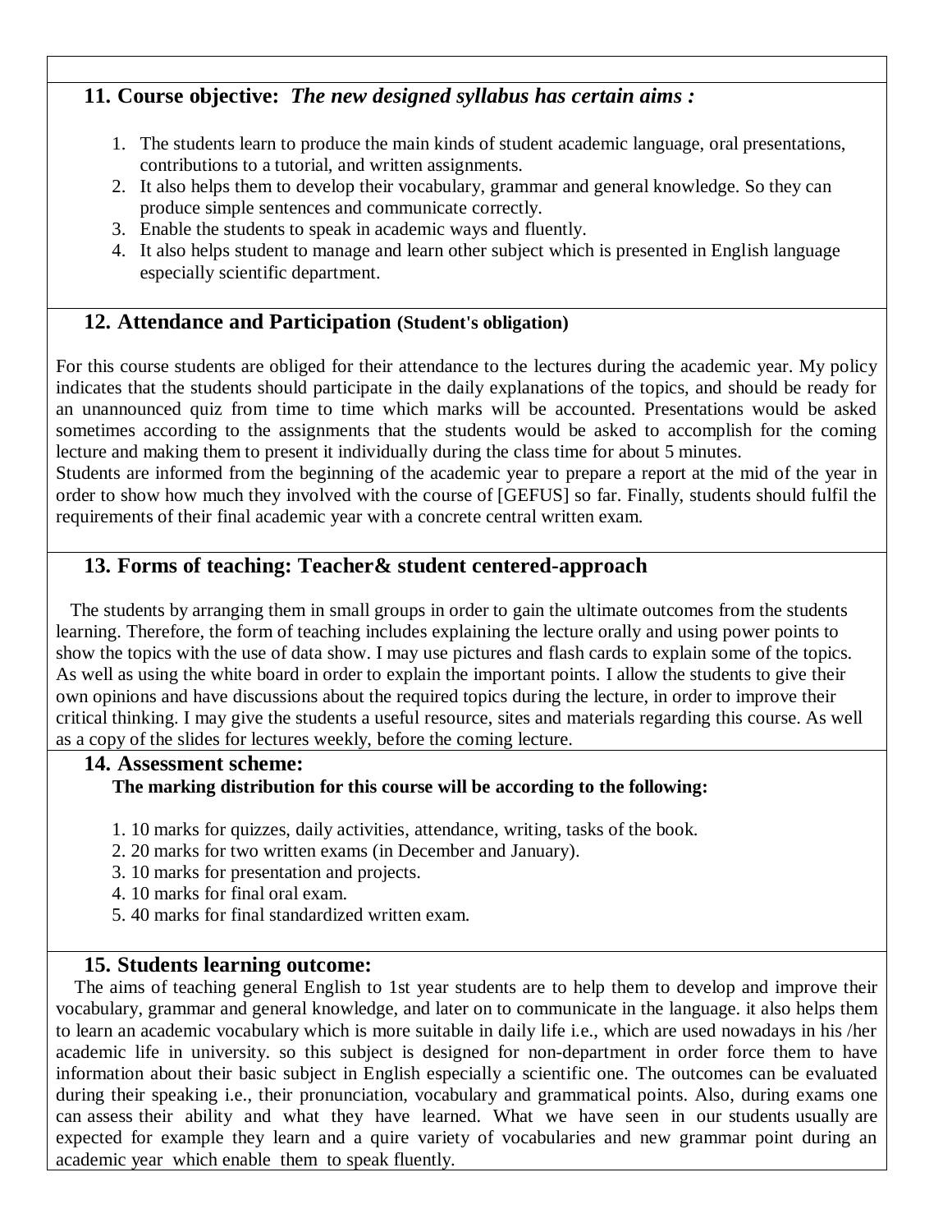## 11. Course objective: *The new designed syllabus has certain aims :*

1. The students learn to produce the main kinds of student academic language, oral presentations, contributions to a tutorial, and written assignments.
2. It also helps them to develop their vocabulary, grammar and general knowledge. So they can produce simple sentences and communicate correctly.
3. Enable the students to speak in academic ways and fluently.
4. It also helps student to manage and learn other subject which is presented in English language especially scientific department.

## 12. Attendance and Participation (Student's obligation)

For this course students are obliged for their attendance to the lectures during the academic year. My policy indicates that the students should participate in the daily explanations of the topics, and should be ready for an unannounced quiz from time to time which marks will be accounted. Presentations would be asked sometimes according to the assignments that the students would be asked to accomplish for the coming lecture and making them to present it individually during the class time for about 5 minutes.
Students are informed from the beginning of the academic year to prepare a report at the mid of the year in order to show how much they involved with the course of [GEFUS] so far. Finally, students should fulfil the requirements of their final academic year with a concrete central written exam.

## 13. Forms of teaching: Teacher& student centered-approach

The students by arranging them in small groups in order to gain the ultimate outcomes from the students learning. Therefore, the form of teaching includes explaining the lecture orally and using power points to show the topics with the use of data show. I may use pictures and flash cards to explain some of the topics. As well as using the white board in order to explain the important points. I allow the students to give their own opinions and have discussions about the required topics during the lecture, in order to improve their critical thinking. I may give the students a useful resource, sites and materials regarding this course. As well as a copy of the slides for lectures weekly, before the coming lecture.

## 14. Assessment scheme:

**The marking distribution for this course will be according to the following:**

1. 10 marks for quizzes, daily activities, attendance, writing, tasks of the book.
2. 20 marks for two written exams (in December and January).
3. 10 marks for presentation and projects.
4. 10 marks for final oral exam.
5. 40 marks for final standardized written exam.

## 15. Students learning outcome:

The aims of teaching general English to 1st year students are to help them to develop and improve their vocabulary, grammar and general knowledge, and later on to communicate in the language. it also helps them to learn an academic vocabulary which is more suitable in daily life i.e., which are used nowadays in his /her academic life in university. so this subject is designed for non-department in order force them to have information about their basic subject in English especially a scientific one. The outcomes can be evaluated during their speaking i.e., their pronunciation, vocabulary and grammatical points. Also, during exams one can assess their ability and what they have learned. What we have seen in our students usually are expected for example they learn and a quire variety of vocabularies and new grammar point during an academic year which enable them to speak fluently.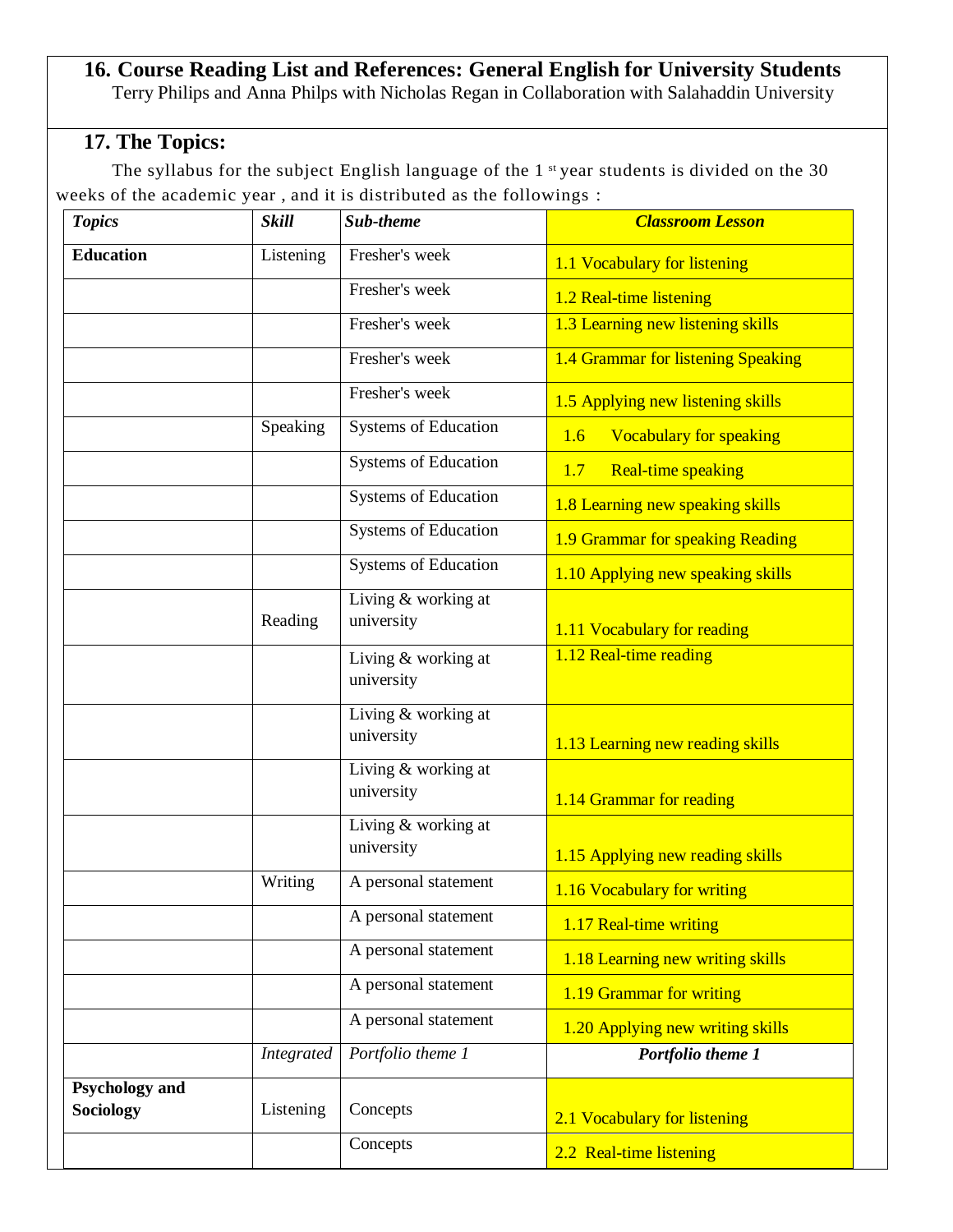## 16. Course Reading List and References: General English for University Students

Terry Philips and Anna Philps with Nicholas Regan in Collaboration with Salahaddin University

## 17. The Topics:

The syllabus for the subject English language of the 1 st year students is divided on the 30 weeks of the academic year , and it is distributed as the followings :

| ***Topics*** | ***Skill*** | ***Sub-theme*** | ***Classroom Lesson*** |
|---|---|---|---|
| **Education** | Listening | Fresher's week | 1.1 Vocabulary for listening |
| | | Fresher's week | 1.2 Real-time listening |
| | | Fresher's week | 1.3 Learning new listening skills |
| | | Fresher's week | 1.4 Grammar for listening Speaking |
| | | Fresher's week | 1.5 Applying new listening skills |
| | Speaking | Systems of Education | 1.6 Vocabulary for speaking |
| | | Systems of Education | 1.7 Real-time speaking |
| | | Systems of Education | 1.8 Learning new speaking skills |
| | | Systems of Education | 1.9 Grammar for speaking Reading |
| | | Systems of Education | 1.10 Applying new speaking skills |
| | Reading | Living & working at university | 1.11 Vocabulary for reading |
| | | Living & working at university | 1.12 Real-time reading |
| | | Living & working at university | 1.13 Learning new reading skills |
| | | Living & working at university | 1.14 Grammar for reading |
| | | Living & working at university | 1.15 Applying new reading skills |
| | Writing | A personal statement | 1.16 Vocabulary for writing |
| | | A personal statement | 1.17 Real-time writing |
| | | A personal statement | 1.18 Learning new writing skills |
| | | A personal statement | 1.19 Grammar for writing |
| | | A personal statement | 1.20 Applying new writing skills |
| | *Integrated* | *Portfolio theme 1* | ***Portfolio theme 1*** |
| **Psychology and Sociology** | Listening | Concepts | 2.1 Vocabulary for listening |
| | | Concepts | 2.2 Real-time listening |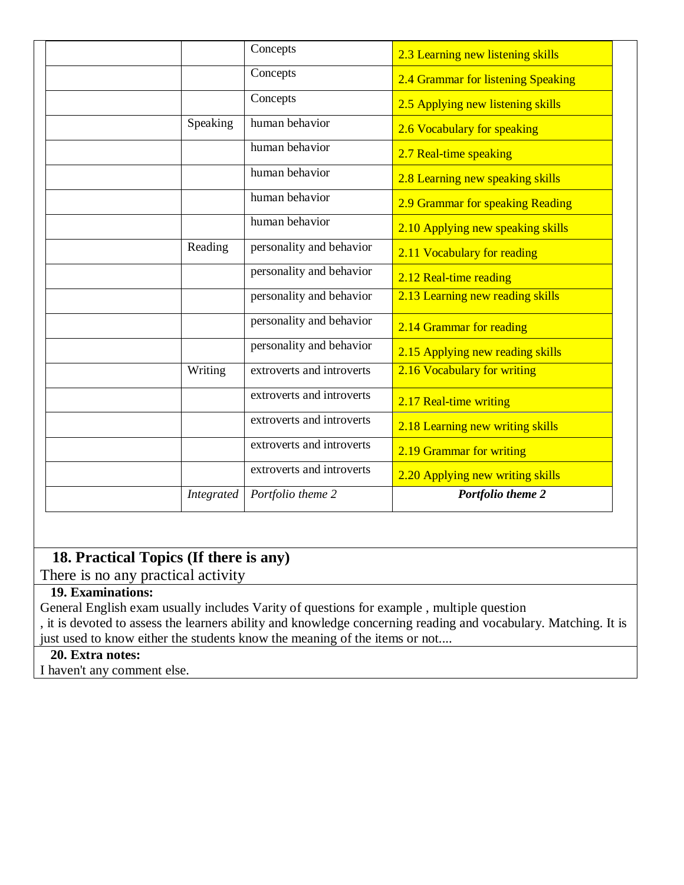| | | | |
|---|---|---|---|
| | | Concepts | 2.3 Learning new listening skills |
| | | Concepts | 2.4 Grammar for listening Speaking |
| | | Concepts | 2.5 Applying new listening skills |
| | Speaking | human behavior | 2.6 Vocabulary for speaking |
| | | human behavior | 2.7 Real-time speaking |
| | | human behavior | 2.8 Learning new speaking skills |
| | | human behavior | 2.9 Grammar for speaking Reading |
| | | human behavior | 2.10 Applying new speaking skills |
| | Reading | personality and behavior | 2.11 Vocabulary for reading |
| | | personality and behavior | 2.12 Real-time reading |
| | | personality and behavior | 2.13 Learning new reading skills |
| | | personality and behavior | 2.14 Grammar for reading |
| | | personality and behavior | 2.15 Applying new reading skills |
| | Writing | extroverts and introverts | 2.16 Vocabulary for writing |
| | | extroverts and introverts | 2.17 Real-time writing |
| | | extroverts and introverts | 2.18 Learning new writing skills |
| | | extroverts and introverts | 2.19 Grammar for writing |
| | | extroverts and introverts | 2.20 Applying new writing skills |
| | *Integrated* | *Portfolio theme 2* | ***Portfolio theme 2*** |

## 18. Practical Topics (If there is any)

There is no any practical activity

**19. Examinations:**

General English exam usually includes Varity of questions for example , multiple question , it is devoted to assess the learners ability and knowledge concerning reading and vocabulary. Matching. It is just used to know either the students know the meaning of the items or not....

**20. Extra notes:**

I haven't any comment else.